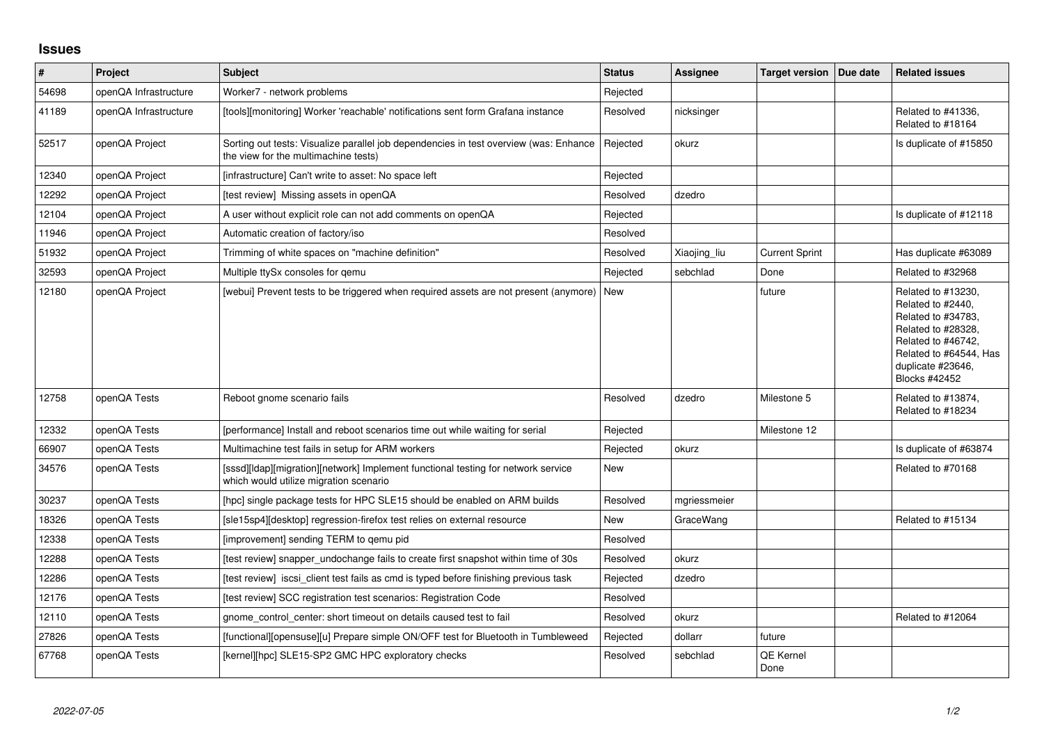## Issues

| # | Project | Subject | Status | Assignee | Target version | Due date | Related issues |
|---|---|---|---|---|---|---|---|
| 54698 | openQA Infrastructure | Worker7 - network problems | Rejected | | | | |
| 41189 | openQA Infrastructure | [tools][monitoring] Worker 'reachable' notifications sent form Grafana instance | Resolved | nicksinger | | | Related to #41336, Related to #18164 |
| 52517 | openQA Project | Sorting out tests: Visualize parallel job dependencies in test overview (was: Enhance the view for the multimachine tests) | Rejected | okurz | | | Is duplicate of #15850 |
| 12340 | openQA Project | [infrastructure] Can't write to asset: No space left | Rejected | | | | |
| 12292 | openQA Project | [test review]  Missing assets in openQA | Resolved | dzedro | | | |
| 12104 | openQA Project | A user without explicit role can not add comments on openQA | Rejected | | | | Is duplicate of #12118 |
| 11946 | openQA Project | Automatic creation of factory/iso | Resolved | | | | |
| 51932 | openQA Project | Trimming of white spaces on "machine definition" | Resolved | Xiaojing_liu | Current Sprint | | Has duplicate #63089 |
| 32593 | openQA Project | Multiple ttySx consoles for qemu | Rejected | sebchlad | Done | | Related to #32968 |
| 12180 | openQA Project | [webui] Prevent tests to be triggered when required assets are not present (anymore) | New | | future | | Related to #13230, Related to #2440, Related to #34783, Related to #28328, Related to #46742, Related to #64544, Has duplicate #23646, Blocks #42452 |
| 12758 | openQA Tests | Reboot gnome scenario fails | Resolved | dzedro | Milestone 5 | | Related to #13874, Related to #18234 |
| 12332 | openQA Tests | [performance] Install and reboot scenarios time out while waiting for serial | Rejected | | Milestone 12 | | |
| 66907 | openQA Tests | Multimachine test fails in setup for ARM workers | Rejected | okurz | | | Is duplicate of #63874 |
| 34576 | openQA Tests | [sssd][ldap][migration][network] Implement functional testing for network service which would utilize migration scenario | New | | | | Related to #70168 |
| 30237 | openQA Tests | [hpc] single package tests for HPC SLE15 should be enabled on ARM builds | Resolved | mgriessmeier | | | |
| 18326 | openQA Tests | [sle15sp4][desktop] regression-firefox test relies on external resource | New | GraceWang | | | Related to #15134 |
| 12338 | openQA Tests | [improvement] sending TERM to qemu pid | Resolved | | | | |
| 12288 | openQA Tests | [test review] snapper_undochange fails to create first snapshot within time of 30s | Resolved | okurz | | | |
| 12286 | openQA Tests | [test review]  iscsi_client test fails as cmd is typed before finishing previous task | Rejected | dzedro | | | |
| 12176 | openQA Tests | [test review] SCC registration test scenarios: Registration Code | Resolved | | | | |
| 12110 | openQA Tests | gnome_control_center: short timeout on details caused test to fail | Resolved | okurz | | | Related to #12064 |
| 27826 | openQA Tests | [functional][opensuse][u] Prepare simple ON/OFF test for Bluetooth in Tumbleweed | Rejected | dollarr | future | | |
| 67768 | openQA Tests | [kernel][hpc] SLE15-SP2 GMC HPC exploratory checks | Resolved | sebchlad | QE Kernel Done | | |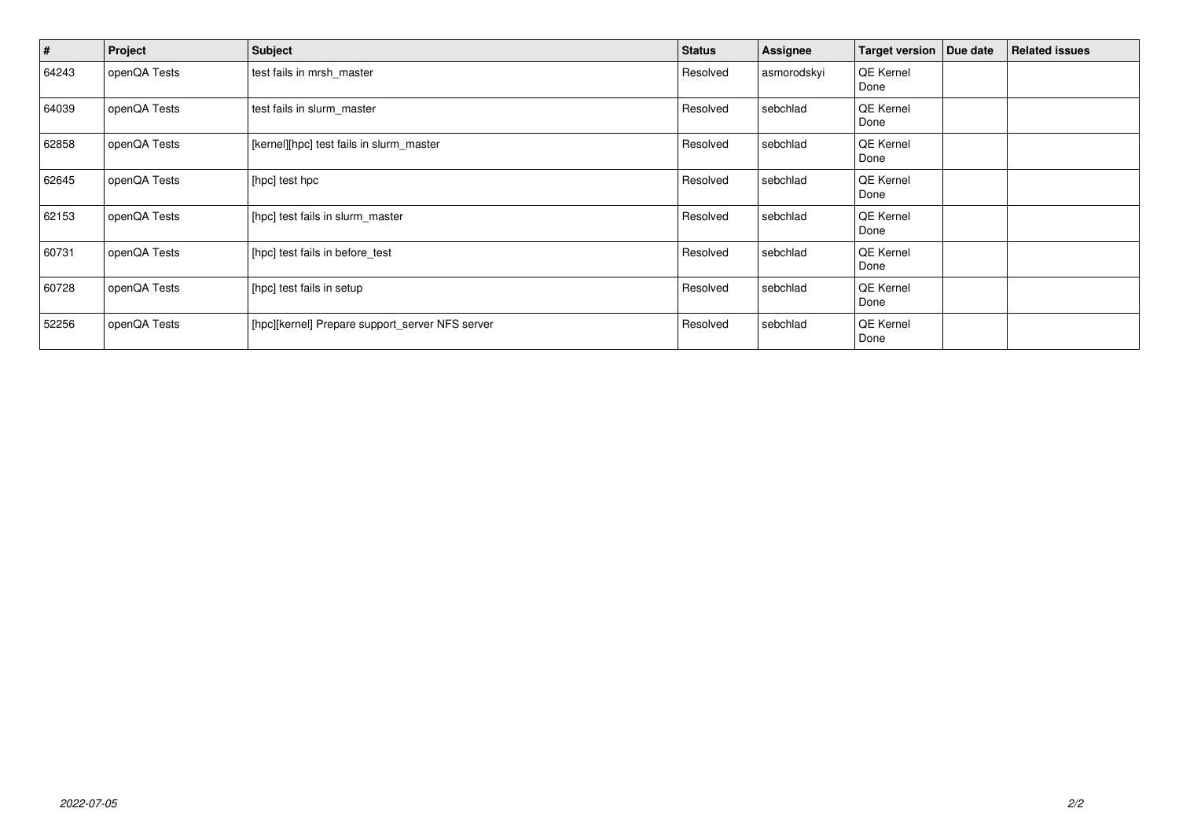| # | Project | Subject | Status | Assignee | Target version | Due date | Related issues |
|---|---|---|---|---|---|---|---|
| 64243 | openQA Tests | test fails in mrsh_master | Resolved | asmorodskyi | QE Kernel Done | | |
| 64039 | openQA Tests | test fails in slurm_master | Resolved | sebchlad | QE Kernel Done | | |
| 62858 | openQA Tests | [kernel][hpc] test fails in slurm_master | Resolved | sebchlad | QE Kernel Done | | |
| 62645 | openQA Tests | [hpc] test hpc | Resolved | sebchlad | QE Kernel Done | | |
| 62153 | openQA Tests | [hpc] test fails in slurm_master | Resolved | sebchlad | QE Kernel Done | | |
| 60731 | openQA Tests | [hpc] test fails in before_test | Resolved | sebchlad | QE Kernel Done | | |
| 60728 | openQA Tests | [hpc] test fails in setup | Resolved | sebchlad | QE Kernel Done | | |
| 52256 | openQA Tests | [hpc][kernel] Prepare support_server NFS server | Resolved | sebchlad | QE Kernel Done | | |

*2022-07-05*